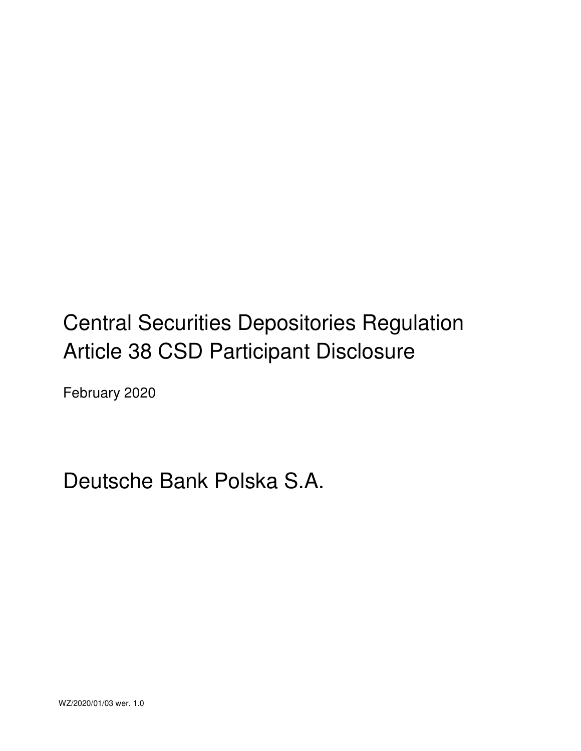# Central Securities Depositories Regulation
# Article 38 CSD Participant Disclosure

February 2020

# Deutsche Bank Polska S.A.

WZ/2020/01/03 wer. 1.0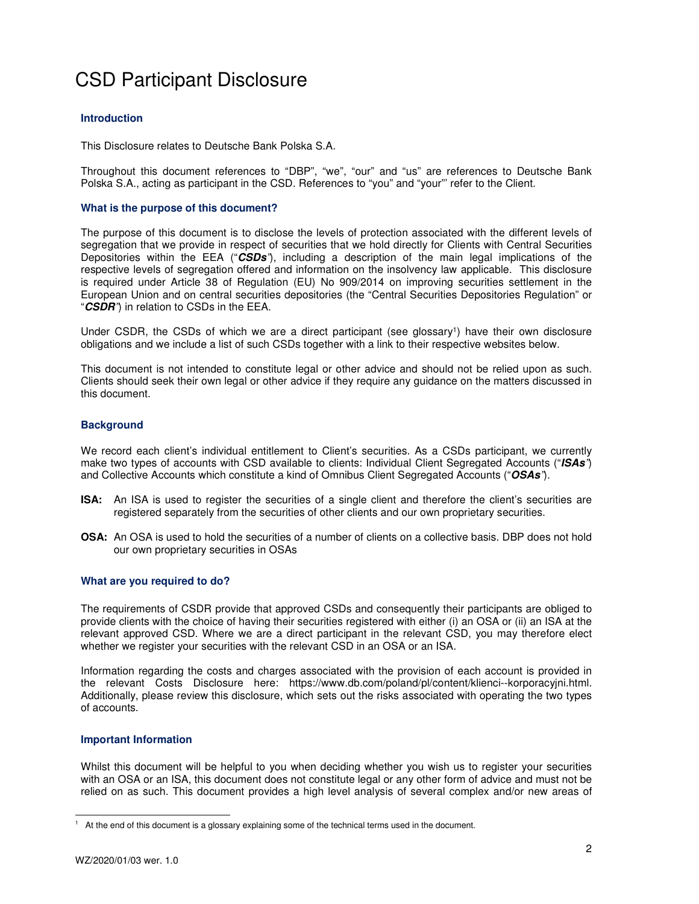# CSD Participant Disclosure

### Introduction

This Disclosure relates to Deutsche Bank Polska S.A.

Throughout this document references to "DBP", "we", "our" and "us" are references to Deutsche Bank Polska S.A., acting as participant in the CSD. References to "you" and "your"' refer to the Client.

### What is the purpose of this document?

The purpose of this document is to disclose the levels of protection associated with the different levels of segregation that we provide in respect of securities that we hold directly for Clients with Central Securities Depositories within the EEA ("***CSDs***"), including a description of the main legal implications of the respective levels of segregation offered and information on the insolvency law applicable. This disclosure is required under Article 38 of Regulation (EU) No 909/2014 on improving securities settlement in the European Union and on central securities depositories (the "Central Securities Depositories Regulation" or "***CSDR***") in relation to CSDs in the EEA.

Under CSDR, the CSDs of which we are a direct participant (see glossary[1]) have their own disclosure obligations and we include a list of such CSDs together with a link to their respective websites below.

This document is not intended to constitute legal or other advice and should not be relied upon as such. Clients should seek their own legal or other advice if they require any guidance on the matters discussed in this document.

### Background

We record each client's individual entitlement to Client's securities. As a CSDs participant, we currently make two types of accounts with CSD available to clients: Individual Client Segregated Accounts ("***ISAs***") and Collective Accounts which constitute a kind of Omnibus Client Segregated Accounts ("***OSAs***").

**ISA:** An ISA is used to register the securities of a single client and therefore the client's securities are registered separately from the securities of other clients and our own proprietary securities.

**OSA:** An OSA is used to hold the securities of a number of clients on a collective basis. DBP does not hold our own proprietary securities in OSAs

### What are you required to do?

The requirements of CSDR provide that approved CSDs and consequently their participants are obliged to provide clients with the choice of having their securities registered with either (i) an OSA or (ii) an ISA at the relevant approved CSD. Where we are a direct participant in the relevant CSD, you may therefore elect whether we register your securities with the relevant CSD in an OSA or an ISA.

Information regarding the costs and charges associated with the provision of each account is provided in the relevant Costs Disclosure here: https://www.db.com/poland/pl/content/klienci--korporacyjni.html. Additionally, please review this disclosure, which sets out the risks associated with operating the two types of accounts.

### Important Information

Whilst this document will be helpful to you when deciding whether you wish us to register your securities with an OSA or an ISA, this document does not constitute legal or any other form of advice and must not be relied on as such. This document provides a high level analysis of several complex and/or new areas of

[1] At the end of this document is a glossary explaining some of the technical terms used in the document.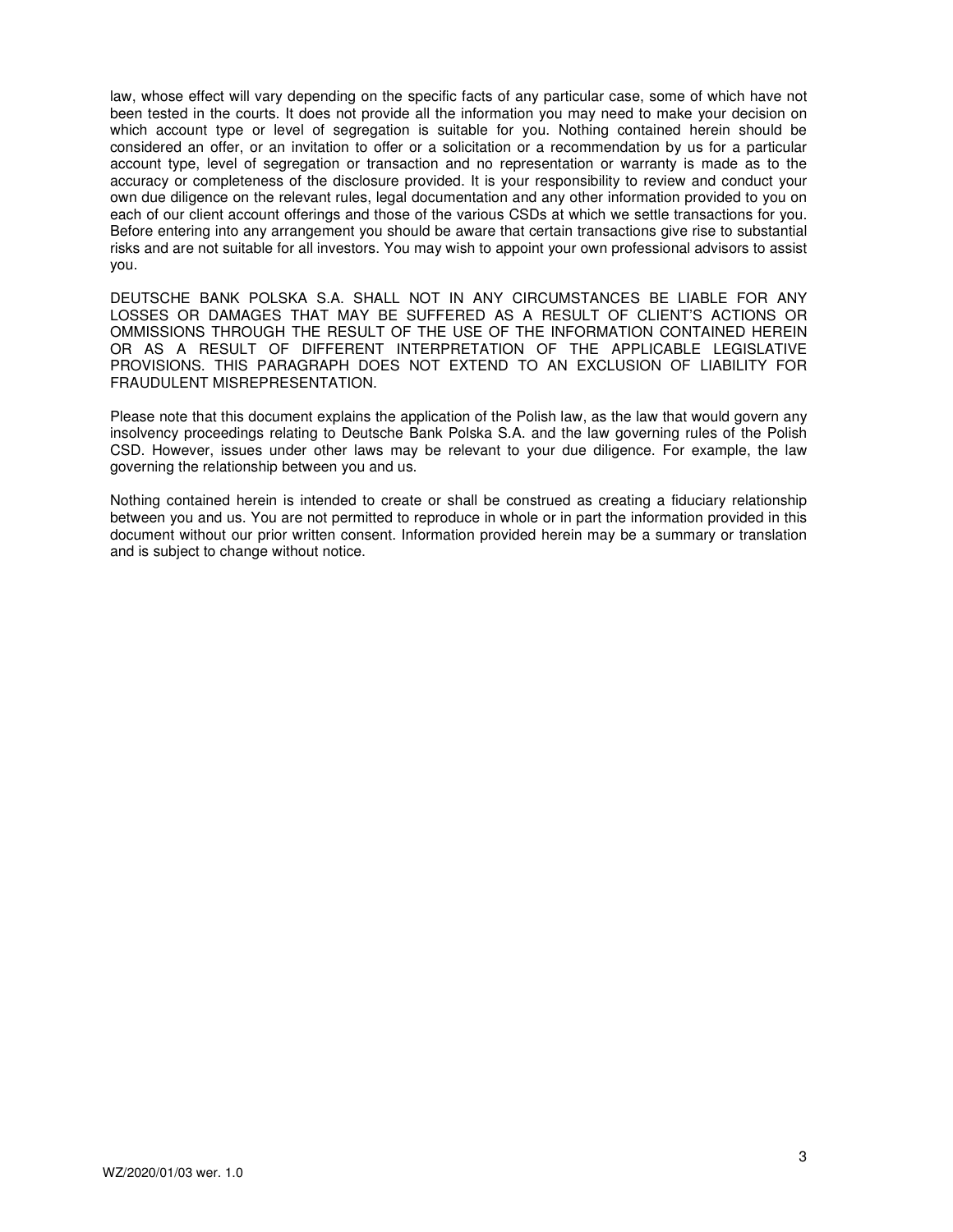law, whose effect will vary depending on the specific facts of any particular case, some of which have not been tested in the courts. It does not provide all the information you may need to make your decision on which account type or level of segregation is suitable for you. Nothing contained herein should be considered an offer, or an invitation to offer or a solicitation or a recommendation by us for a particular account type, level of segregation or transaction and no representation or warranty is made as to the accuracy or completeness of the disclosure provided. It is your responsibility to review and conduct your own due diligence on the relevant rules, legal documentation and any other information provided to you on each of our client account offerings and those of the various CSDs at which we settle transactions for you. Before entering into any arrangement you should be aware that certain transactions give rise to substantial risks and are not suitable for all investors. You may wish to appoint your own professional advisors to assist you.

DEUTSCHE BANK POLSKA S.A. SHALL NOT IN ANY CIRCUMSTANCES BE LIABLE FOR ANY LOSSES OR DAMAGES THAT MAY BE SUFFERED AS A RESULT OF CLIENT'S ACTIONS OR OMMISSIONS THROUGH THE RESULT OF THE USE OF THE INFORMATION CONTAINED HEREIN OR AS A RESULT OF DIFFERENT INTERPRETATION OF THE APPLICABLE LEGISLATIVE PROVISIONS. THIS PARAGRAPH DOES NOT EXTEND TO AN EXCLUSION OF LIABILITY FOR FRAUDULENT MISREPRESENTATION.

Please note that this document explains the application of the Polish law, as the law that would govern any insolvency proceedings relating to Deutsche Bank Polska S.A. and the law governing rules of the Polish CSD. However, issues under other laws may be relevant to your due diligence. For example, the law governing the relationship between you and us.

Nothing contained herein is intended to create or shall be construed as creating a fiduciary relationship between you and us. You are not permitted to reproduce in whole or in part the information provided in this document without our prior written consent. Information provided herein may be a summary or translation and is subject to change without notice.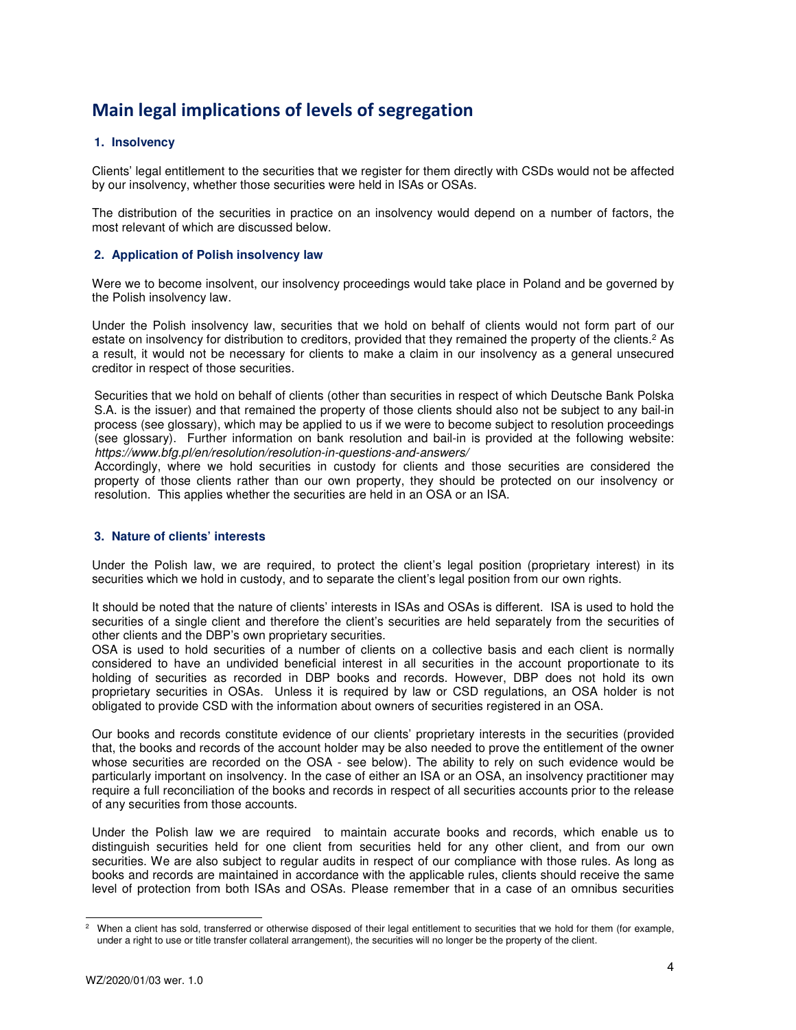# Main legal implications of levels of segregation

### 1. Insolvency

Clients' legal entitlement to the securities that we register for them directly with CSDs would not be affected by our insolvency, whether those securities were held in ISAs or OSAs.

The distribution of the securities in practice on an insolvency would depend on a number of factors, the most relevant of which are discussed below.

### 2. Application of Polish insolvency law

Were we to become insolvent, our insolvency proceedings would take place in Poland and be governed by the Polish insolvency law.

Under the Polish insolvency law, securities that we hold on behalf of clients would not form part of our estate on insolvency for distribution to creditors, provided that they remained the property of the clients.[2] As a result, it would not be necessary for clients to make a claim in our insolvency as a general unsecured creditor in respect of those securities.

Securities that we hold on behalf of clients (other than securities in respect of which Deutsche Bank Polska S.A. is the issuer) and that remained the property of those clients should also not be subject to any bail-in process (see glossary), which may be applied to us if we were to become subject to resolution proceedings (see glossary). Further information on bank resolution and bail-in is provided at the following website: *https://www.bfg.pl/en/resolution/resolution-in-questions-and-answers/*

Accordingly, where we hold securities in custody for clients and those securities are considered the property of those clients rather than our own property, they should be protected on our insolvency or resolution. This applies whether the securities are held in an OSA or an ISA.

### 3. Nature of clients' interests

Under the Polish law, we are required, to protect the client's legal position (proprietary interest) in its securities which we hold in custody, and to separate the client's legal position from our own rights.

It should be noted that the nature of clients' interests in ISAs and OSAs is different. ISA is used to hold the securities of a single client and therefore the client's securities are held separately from the securities of other clients and the DBP's own proprietary securities.

OSA is used to hold securities of a number of clients on a collective basis and each client is normally considered to have an undivided beneficial interest in all securities in the account proportionate to its holding of securities as recorded in DBP books and records. However, DBP does not hold its own proprietary securities in OSAs. Unless it is required by law or CSD regulations, an OSA holder is not obligated to provide CSD with the information about owners of securities registered in an OSA.

Our books and records constitute evidence of our clients' proprietary interests in the securities (provided that, the books and records of the account holder may be also needed to prove the entitlement of the owner whose securities are recorded on the OSA - see below). The ability to rely on such evidence would be particularly important on insolvency. In the case of either an ISA or an OSA, an insolvency practitioner may require a full reconciliation of the books and records in respect of all securities accounts prior to the release of any securities from those accounts.

Under the Polish law we are required to maintain accurate books and records, which enable us to distinguish securities held for one client from securities held for any other client, and from our own securities. We are also subject to regular audits in respect of our compliance with those rules. As long as books and records are maintained in accordance with the applicable rules, clients should receive the same level of protection from both ISAs and OSAs. Please remember that in a case of an omnibus securities

---

[2] When a client has sold, transferred or otherwise disposed of their legal entitlement to securities that we hold for them (for example, under a right to use or title transfer collateral arrangement), the securities will no longer be the property of the client.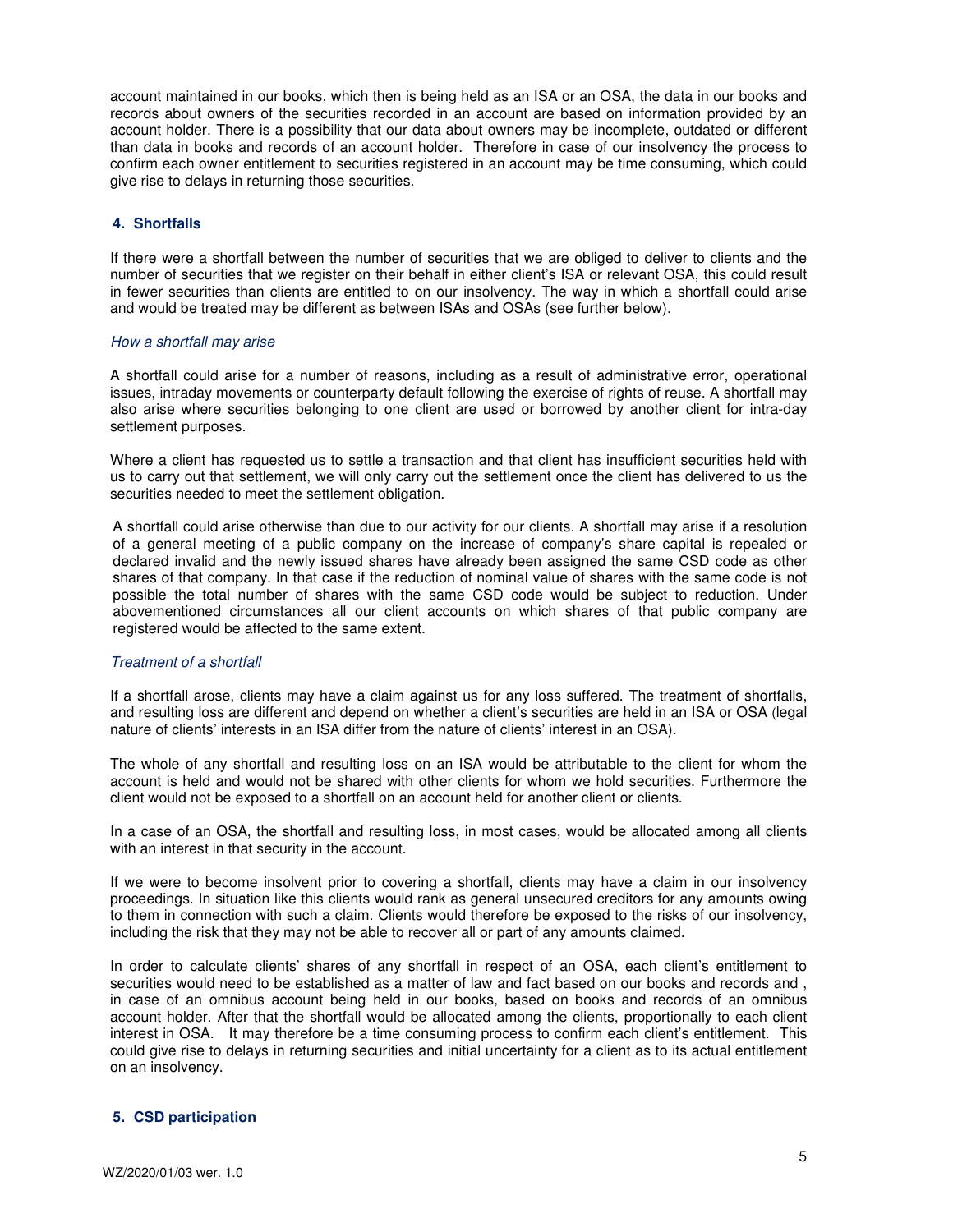account maintained in our books, which then is being held as an ISA or an OSA, the data in our books and records about owners of the securities recorded in an account are based on information provided by an account holder. There is a possibility that our data about owners may be incomplete, outdated or different than data in books and records of an account holder. Therefore in case of our insolvency the process to confirm each owner entitlement to securities registered in an account may be time consuming, which could give rise to delays in returning those securities.

## 4. Shortfalls

If there were a shortfall between the number of securities that we are obliged to deliver to clients and the number of securities that we register on their behalf in either client's ISA or relevant OSA, this could result in fewer securities than clients are entitled to on our insolvency. The way in which a shortfall could arise and would be treated may be different as between ISAs and OSAs (see further below).

*How a shortfall may arise*

A shortfall could arise for a number of reasons, including as a result of administrative error, operational issues, intraday movements or counterparty default following the exercise of rights of reuse. A shortfall may also arise where securities belonging to one client are used or borrowed by another client for intra-day settlement purposes.

Where a client has requested us to settle a transaction and that client has insufficient securities held with us to carry out that settlement, we will only carry out the settlement once the client has delivered to us the securities needed to meet the settlement obligation.

A shortfall could arise otherwise than due to our activity for our clients. A shortfall may arise if a resolution of a general meeting of a public company on the increase of company's share capital is repealed or declared invalid and the newly issued shares have already been assigned the same CSD code as other shares of that company. In that case if the reduction of nominal value of shares with the same code is not possible the total number of shares with the same CSD code would be subject to reduction. Under abovementioned circumstances all our client accounts on which shares of that public company are registered would be affected to the same extent.

*Treatment of a shortfall*

If a shortfall arose, clients may have a claim against us for any loss suffered. The treatment of shortfalls, and resulting loss are different and depend on whether a client's securities are held in an ISA or OSA (legal nature of clients' interests in an ISA differ from the nature of clients' interest in an OSA).

The whole of any shortfall and resulting loss on an ISA would be attributable to the client for whom the account is held and would not be shared with other clients for whom we hold securities. Furthermore the client would not be exposed to a shortfall on an account held for another client or clients.

In a case of an OSA, the shortfall and resulting loss, in most cases, would be allocated among all clients with an interest in that security in the account.

If we were to become insolvent prior to covering a shortfall, clients may have a claim in our insolvency proceedings. In situation like this clients would rank as general unsecured creditors for any amounts owing to them in connection with such a claim. Clients would therefore be exposed to the risks of our insolvency, including the risk that they may not be able to recover all or part of any amounts claimed.

In order to calculate clients' shares of any shortfall in respect of an OSA, each client's entitlement to securities would need to be established as a matter of law and fact based on our books and records and , in case of an omnibus account being held in our books, based on books and records of an omnibus account holder. After that the shortfall would be allocated among the clients, proportionally to each client interest in OSA. It may therefore be a time consuming process to confirm each client's entitlement. This could give rise to delays in returning securities and initial uncertainty for a client as to its actual entitlement on an insolvency.

## 5. CSD participation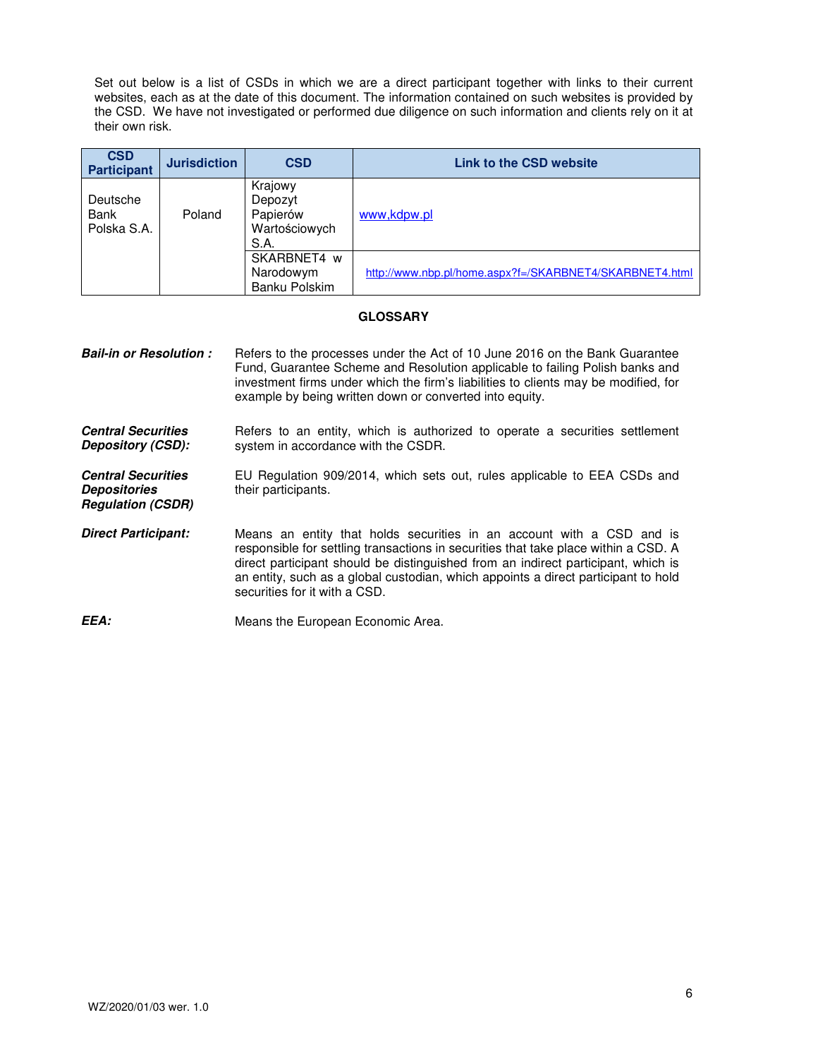Set out below is a list of CSDs in which we are a direct participant together with links to their current websites, each as at the date of this document. The information contained on such websites is provided by the CSD. We have not investigated or performed due diligence on such information and clients rely on it at their own risk.

| CSD Participant | Jurisdiction | CSD | Link to the CSD website |
|---|---|---|---|
| Deutsche Bank Polska S.A. | Poland | Krajowy Depozyt Papierów Wartościowych S.A. | www,kdpw.pl |
| | | SKARBNET4 w Narodowym Banku Polskim | http://www.nbp.pl/home.aspx?f=/SKARBNET4/SKARBNET4.html |

## GLOSSARY

***Bail-in or Resolution :*** Refers to the processes under the Act of 10 June 2016 on the Bank Guarantee Fund, Guarantee Scheme and Resolution applicable to failing Polish banks and investment firms under which the firm's liabilities to clients may be modified, for example by being written down or converted into equity.

***Central Securities Depository (CSD):*** Refers to an entity, which is authorized to operate a securities settlement system in accordance with the CSDR.

***Central Securities Depositories Regulation (CSDR)*** EU Regulation 909/2014, which sets out, rules applicable to EEA CSDs and their participants.

***Direct Participant:*** Means an entity that holds securities in an account with a CSD and is responsible for settling transactions in securities that take place within a CSD. A direct participant should be distinguished from an indirect participant, which is an entity, such as a global custodian, which appoints a direct participant to hold securities for it with a CSD.

***EEA:*** Means the European Economic Area.

WZ/2020/01/03 wer. 1.0